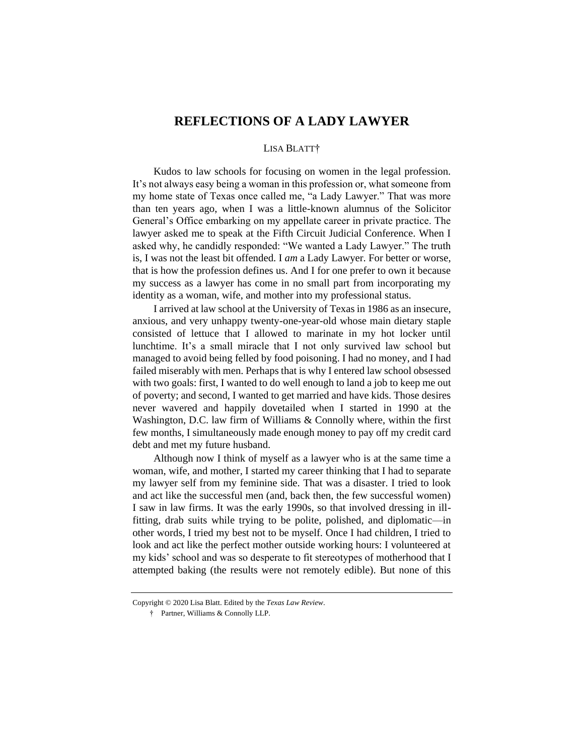# REFLECTIONS OF A LADY LAWYER

LISA BLATT†

Kudos to law schools for focusing on women in the legal profession. It's not always easy being a woman in this profession or, what someone from my home state of Texas once called me, "a Lady Lawyer." That was more than ten years ago, when I was a little-known alumnus of the Solicitor General's Office embarking on my appellate career in private practice. The lawyer asked me to speak at the Fifth Circuit Judicial Conference. When I asked why, he candidly responded: "We wanted a Lady Lawyer." The truth is, I was not the least bit offended. I *am* a Lady Lawyer. For better or worse, that is how the profession defines us. And I for one prefer to own it because my success as a lawyer has come in no small part from incorporating my identity as a woman, wife, and mother into my professional status.

I arrived at law school at the University of Texas in 1986 as an insecure, anxious, and very unhappy twenty-one-year-old whose main dietary staple consisted of lettuce that I allowed to marinate in my hot locker until lunchtime. It's a small miracle that I not only survived law school but managed to avoid being felled by food poisoning. I had no money, and I had failed miserably with men. Perhaps that is why I entered law school obsessed with two goals: first, I wanted to do well enough to land a job to keep me out of poverty; and second, I wanted to get married and have kids. Those desires never wavered and happily dovetailed when I started in 1990 at the Washington, D.C. law firm of Williams & Connolly where, within the first few months, I simultaneously made enough money to pay off my credit card debt and met my future husband.

Although now I think of myself as a lawyer who is at the same time a woman, wife, and mother, I started my career thinking that I had to separate my lawyer self from my feminine side. That was a disaster. I tried to look and act like the successful men (and, back then, the few successful women) I saw in law firms. It was the early 1990s, so that involved dressing in ill-fitting, drab suits while trying to be polite, polished, and diplomatic—in other words, I tried my best not to be myself. Once I had children, I tried to look and act like the perfect mother outside working hours: I volunteered at my kids' school and was so desperate to fit stereotypes of motherhood that I attempted baking (the results were not remotely edible). But none of this

---

Copyright © 2020 Lisa Blatt. Edited by the *Texas Law Review*.

† Partner, Williams & Connolly LLP.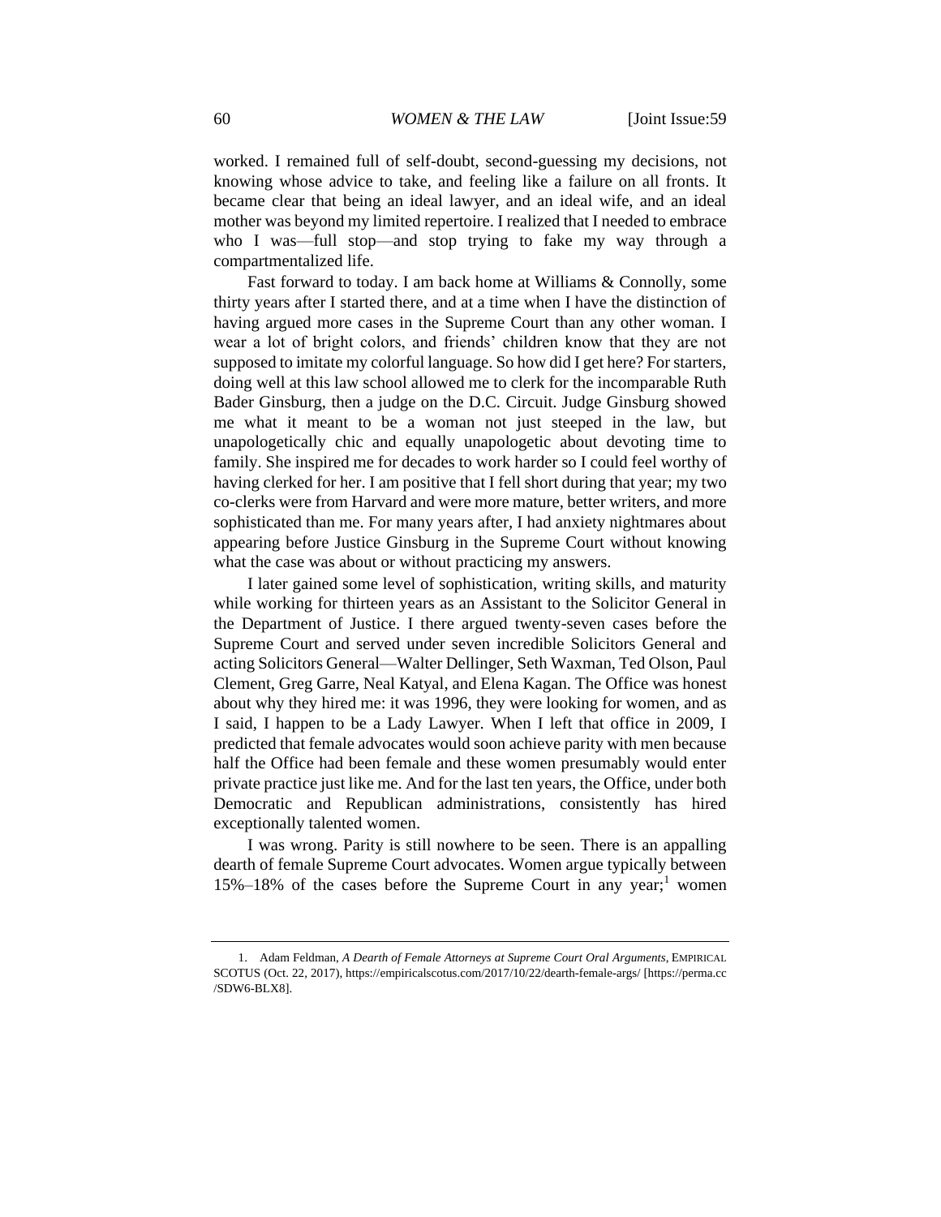worked. I remained full of self-doubt, second-guessing my decisions, not knowing whose advice to take, and feeling like a failure on all fronts. It became clear that being an ideal lawyer, and an ideal wife, and an ideal mother was beyond my limited repertoire. I realized that I needed to embrace who I was—full stop—and stop trying to fake my way through a compartmentalized life.

Fast forward to today. I am back home at Williams & Connolly, some thirty years after I started there, and at a time when I have the distinction of having argued more cases in the Supreme Court than any other woman. I wear a lot of bright colors, and friends' children know that they are not supposed to imitate my colorful language. So how did I get here? For starters, doing well at this law school allowed me to clerk for the incomparable Ruth Bader Ginsburg, then a judge on the D.C. Circuit. Judge Ginsburg showed me what it meant to be a woman not just steeped in the law, but unapologetically chic and equally unapologetic about devoting time to family. She inspired me for decades to work harder so I could feel worthy of having clerked for her. I am positive that I fell short during that year; my two co-clerks were from Harvard and were more mature, better writers, and more sophisticated than me. For many years after, I had anxiety nightmares about appearing before Justice Ginsburg in the Supreme Court without knowing what the case was about or without practicing my answers.

I later gained some level of sophistication, writing skills, and maturity while working for thirteen years as an Assistant to the Solicitor General in the Department of Justice. I there argued twenty-seven cases before the Supreme Court and served under seven incredible Solicitors General and acting Solicitors General—Walter Dellinger, Seth Waxman, Ted Olson, Paul Clement, Greg Garre, Neal Katyal, and Elena Kagan. The Office was honest about why they hired me: it was 1996, they were looking for women, and as I said, I happen to be a Lady Lawyer. When I left that office in 2009, I predicted that female advocates would soon achieve parity with men because half the Office had been female and these women presumably would enter private practice just like me. And for the last ten years, the Office, under both Democratic and Republican administrations, consistently has hired exceptionally talented women.

I was wrong. Parity is still nowhere to be seen. There is an appalling dearth of female Supreme Court advocates. Women argue typically between 15%–18% of the cases before the Supreme Court in any year;[1] women

1. Adam Feldman, *A Dearth of Female Attorneys at Supreme Court Oral Arguments*, EMPIRICAL SCOTUS (Oct. 22, 2017), https://empiricalscotus.com/2017/10/22/dearth-female-args/ [https://perma.cc/SDW6-BLX8].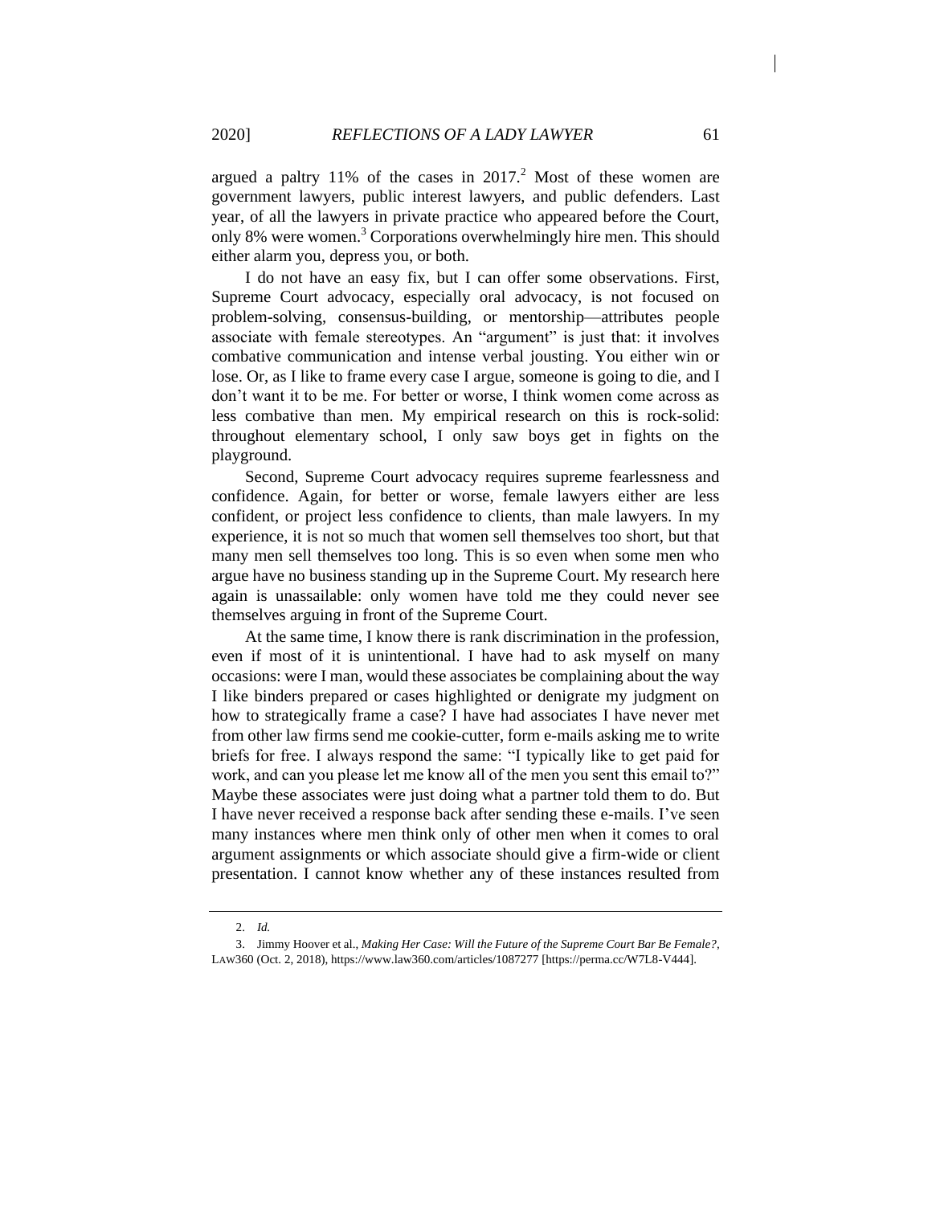argued a paltry 11% of the cases in 2017.[2] Most of these women are government lawyers, public interest lawyers, and public defenders. Last year, of all the lawyers in private practice who appeared before the Court, only 8% were women.[3] Corporations overwhelmingly hire men. This should either alarm you, depress you, or both.

I do not have an easy fix, but I can offer some observations. First, Supreme Court advocacy, especially oral advocacy, is not focused on problem-solving, consensus-building, or mentorship—attributes people associate with female stereotypes. An "argument" is just that: it involves combative communication and intense verbal jousting. You either win or lose. Or, as I like to frame every case I argue, someone is going to die, and I don't want it to be me. For better or worse, I think women come across as less combative than men. My empirical research on this is rock-solid: throughout elementary school, I only saw boys get in fights on the playground.

Second, Supreme Court advocacy requires supreme fearlessness and confidence. Again, for better or worse, female lawyers either are less confident, or project less confidence to clients, than male lawyers. In my experience, it is not so much that women sell themselves too short, but that many men sell themselves too long. This is so even when some men who argue have no business standing up in the Supreme Court. My research here again is unassailable: only women have told me they could never see themselves arguing in front of the Supreme Court.

At the same time, I know there is rank discrimination in the profession, even if most of it is unintentional. I have had to ask myself on many occasions: were I man, would these associates be complaining about the way I like binders prepared or cases highlighted or denigrate my judgment on how to strategically frame a case? I have had associates I have never met from other law firms send me cookie-cutter, form e-mails asking me to write briefs for free. I always respond the same: "I typically like to get paid for work, and can you please let me know all of the men you sent this email to?" Maybe these associates were just doing what a partner told them to do. But I have never received a response back after sending these e-mails. I've seen many instances where men think only of other men when it comes to oral argument assignments or which associate should give a firm-wide or client presentation. I cannot know whether any of these instances resulted from

2. *Id.*

3. Jimmy Hoover et al., *Making Her Case: Will the Future of the Supreme Court Bar Be Female?*, LAW360 (Oct. 2, 2018), https://www.law360.com/articles/1087277 [https://perma.cc/W7L8-V444].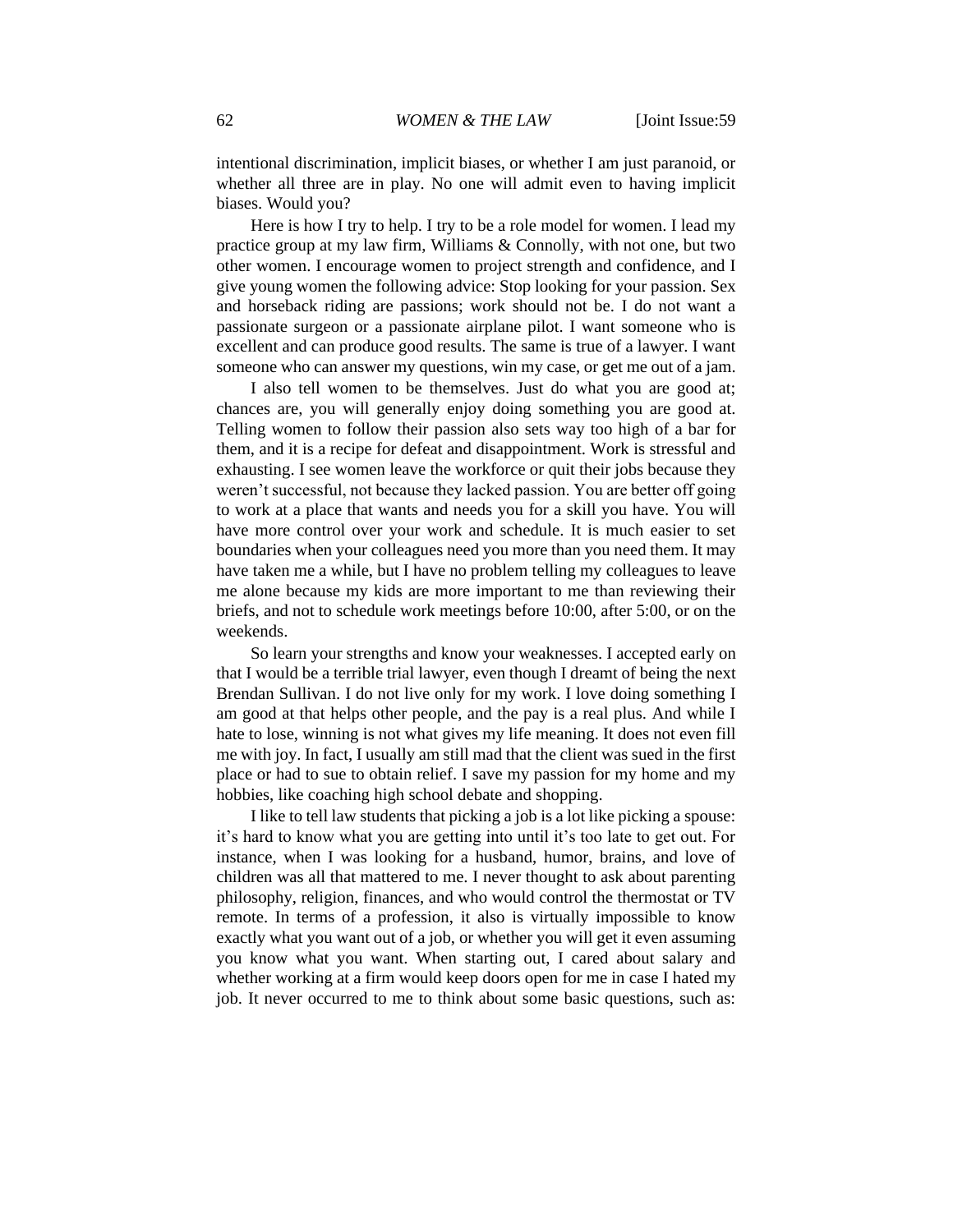intentional discrimination, implicit biases, or whether I am just paranoid, or whether all three are in play. No one will admit even to having implicit biases. Would you?

Here is how I try to help. I try to be a role model for women. I lead my practice group at my law firm, Williams & Connolly, with not one, but two other women. I encourage women to project strength and confidence, and I give young women the following advice: Stop looking for your passion. Sex and horseback riding are passions; work should not be. I do not want a passionate surgeon or a passionate airplane pilot. I want someone who is excellent and can produce good results. The same is true of a lawyer. I want someone who can answer my questions, win my case, or get me out of a jam.

I also tell women to be themselves. Just do what you are good at; chances are, you will generally enjoy doing something you are good at. Telling women to follow their passion also sets way too high of a bar for them, and it is a recipe for defeat and disappointment. Work is stressful and exhausting. I see women leave the workforce or quit their jobs because they weren't successful, not because they lacked passion. You are better off going to work at a place that wants and needs you for a skill you have. You will have more control over your work and schedule. It is much easier to set boundaries when your colleagues need you more than you need them. It may have taken me a while, but I have no problem telling my colleagues to leave me alone because my kids are more important to me than reviewing their briefs, and not to schedule work meetings before 10:00, after 5:00, or on the weekends.

So learn your strengths and know your weaknesses. I accepted early on that I would be a terrible trial lawyer, even though I dreamt of being the next Brendan Sullivan. I do not live only for my work. I love doing something I am good at that helps other people, and the pay is a real plus. And while I hate to lose, winning is not what gives my life meaning. It does not even fill me with joy. In fact, I usually am still mad that the client was sued in the first place or had to sue to obtain relief. I save my passion for my home and my hobbies, like coaching high school debate and shopping.

I like to tell law students that picking a job is a lot like picking a spouse: it's hard to know what you are getting into until it's too late to get out. For instance, when I was looking for a husband, humor, brains, and love of children was all that mattered to me. I never thought to ask about parenting philosophy, religion, finances, and who would control the thermostat or TV remote. In terms of a profession, it also is virtually impossible to know exactly what you want out of a job, or whether you will get it even assuming you know what you want. When starting out, I cared about salary and whether working at a firm would keep doors open for me in case I hated my job. It never occurred to me to think about some basic questions, such as: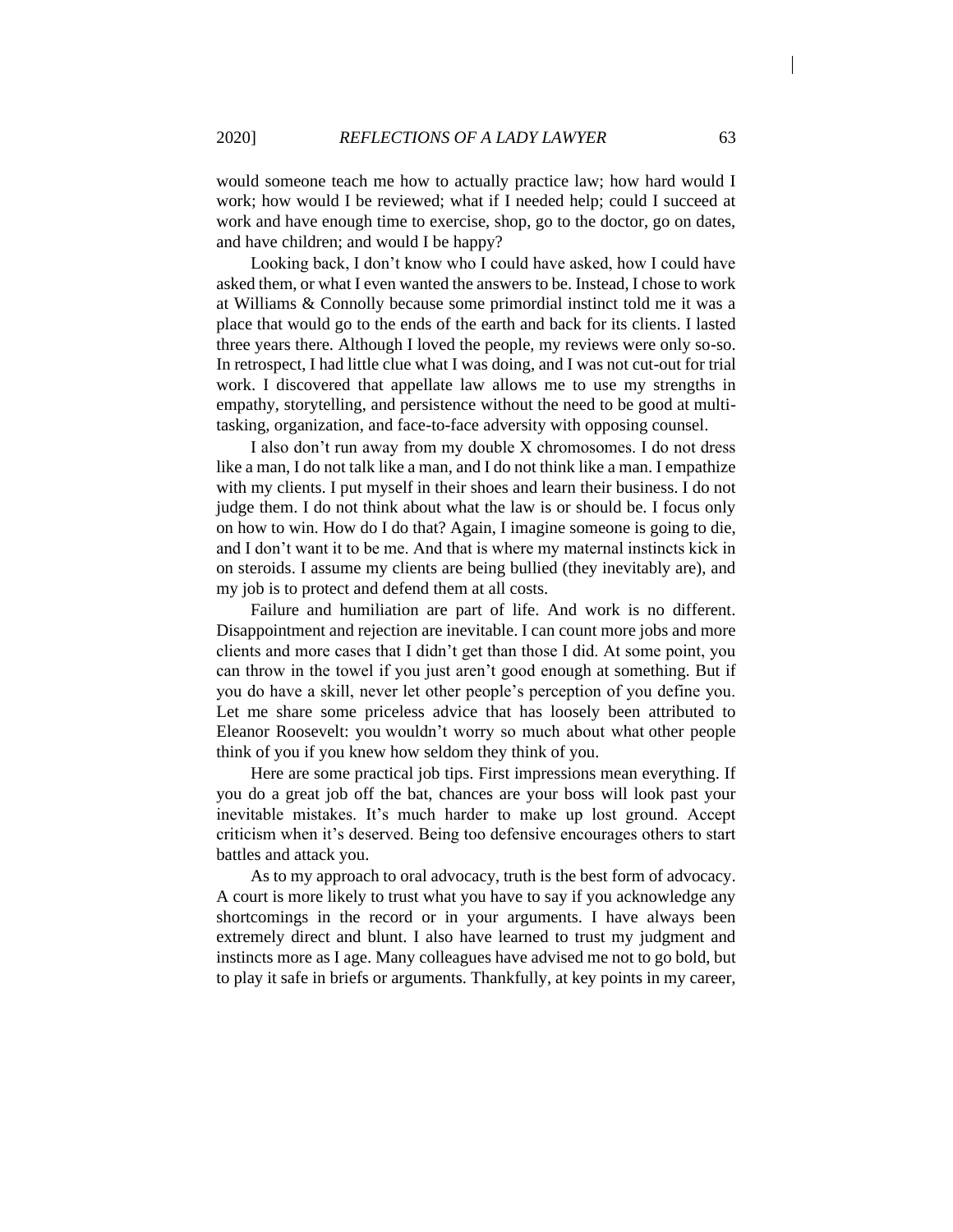would someone teach me how to actually practice law; how hard would I work; how would I be reviewed; what if I needed help; could I succeed at work and have enough time to exercise, shop, go to the doctor, go on dates, and have children; and would I be happy?

Looking back, I don't know who I could have asked, how I could have asked them, or what I even wanted the answers to be. Instead, I chose to work at Williams & Connolly because some primordial instinct told me it was a place that would go to the ends of the earth and back for its clients. I lasted three years there. Although I loved the people, my reviews were only so-so. In retrospect, I had little clue what I was doing, and I was not cut-out for trial work. I discovered that appellate law allows me to use my strengths in empathy, storytelling, and persistence without the need to be good at multi-tasking, organization, and face-to-face adversity with opposing counsel.

I also don't run away from my double X chromosomes. I do not dress like a man, I do not talk like a man, and I do not think like a man. I empathize with my clients. I put myself in their shoes and learn their business. I do not judge them. I do not think about what the law is or should be. I focus only on how to win. How do I do that? Again, I imagine someone is going to die, and I don't want it to be me. And that is where my maternal instincts kick in on steroids. I assume my clients are being bullied (they inevitably are), and my job is to protect and defend them at all costs.

Failure and humiliation are part of life. And work is no different. Disappointment and rejection are inevitable. I can count more jobs and more clients and more cases that I didn't get than those I did. At some point, you can throw in the towel if you just aren't good enough at something. But if you do have a skill, never let other people's perception of you define you. Let me share some priceless advice that has loosely been attributed to Eleanor Roosevelt: you wouldn't worry so much about what other people think of you if you knew how seldom they think of you.

Here are some practical job tips. First impressions mean everything. If you do a great job off the bat, chances are your boss will look past your inevitable mistakes. It's much harder to make up lost ground. Accept criticism when it's deserved. Being too defensive encourages others to start battles and attack you.

As to my approach to oral advocacy, truth is the best form of advocacy. A court is more likely to trust what you have to say if you acknowledge any shortcomings in the record or in your arguments. I have always been extremely direct and blunt. I also have learned to trust my judgment and instincts more as I age. Many colleagues have advised me not to go bold, but to play it safe in briefs or arguments. Thankfully, at key points in my career,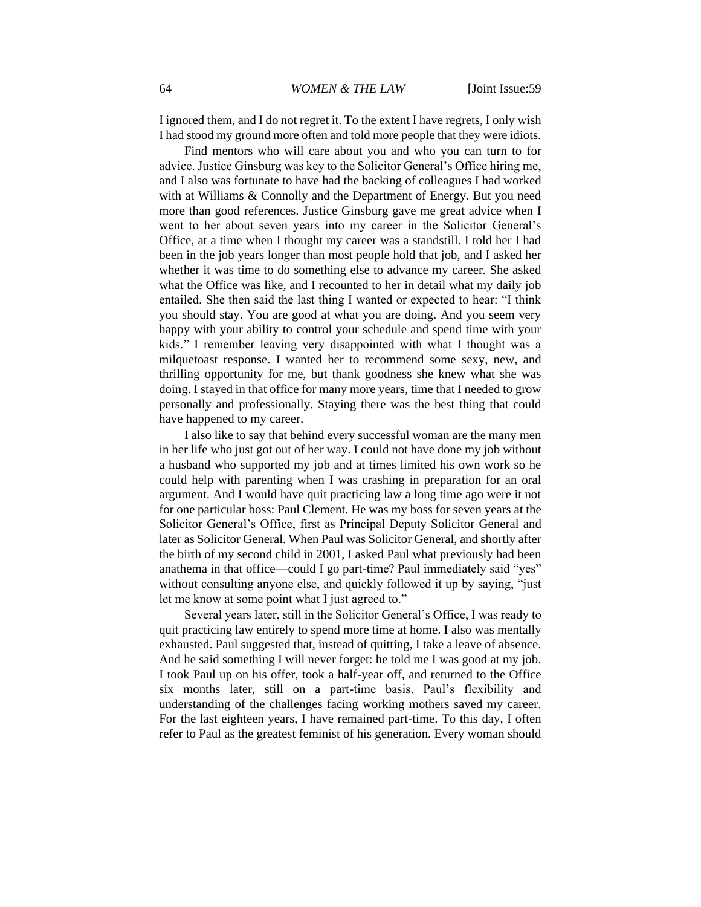I ignored them, and I do not regret it. To the extent I have regrets, I only wish I had stood my ground more often and told more people that they were idiots.

Find mentors who will care about you and who you can turn to for advice. Justice Ginsburg was key to the Solicitor General's Office hiring me, and I also was fortunate to have had the backing of colleagues I had worked with at Williams & Connolly and the Department of Energy. But you need more than good references. Justice Ginsburg gave me great advice when I went to her about seven years into my career in the Solicitor General's Office, at a time when I thought my career was a standstill. I told her I had been in the job years longer than most people hold that job, and I asked her whether it was time to do something else to advance my career. She asked what the Office was like, and I recounted to her in detail what my daily job entailed. She then said the last thing I wanted or expected to hear: "I think you should stay. You are good at what you are doing. And you seem very happy with your ability to control your schedule and spend time with your kids." I remember leaving very disappointed with what I thought was a milquetoast response. I wanted her to recommend some sexy, new, and thrilling opportunity for me, but thank goodness she knew what she was doing. I stayed in that office for many more years, time that I needed to grow personally and professionally. Staying there was the best thing that could have happened to my career.

I also like to say that behind every successful woman are the many men in her life who just got out of her way. I could not have done my job without a husband who supported my job and at times limited his own work so he could help with parenting when I was crashing in preparation for an oral argument. And I would have quit practicing law a long time ago were it not for one particular boss: Paul Clement. He was my boss for seven years at the Solicitor General's Office, first as Principal Deputy Solicitor General and later as Solicitor General. When Paul was Solicitor General, and shortly after the birth of my second child in 2001, I asked Paul what previously had been anathema in that office—could I go part-time? Paul immediately said "yes" without consulting anyone else, and quickly followed it up by saying, "just let me know at some point what I just agreed to."

Several years later, still in the Solicitor General's Office, I was ready to quit practicing law entirely to spend more time at home. I also was mentally exhausted. Paul suggested that, instead of quitting, I take a leave of absence. And he said something I will never forget: he told me I was good at my job. I took Paul up on his offer, took a half-year off, and returned to the Office six months later, still on a part-time basis. Paul's flexibility and understanding of the challenges facing working mothers saved my career. For the last eighteen years, I have remained part-time. To this day, I often refer to Paul as the greatest feminist of his generation. Every woman should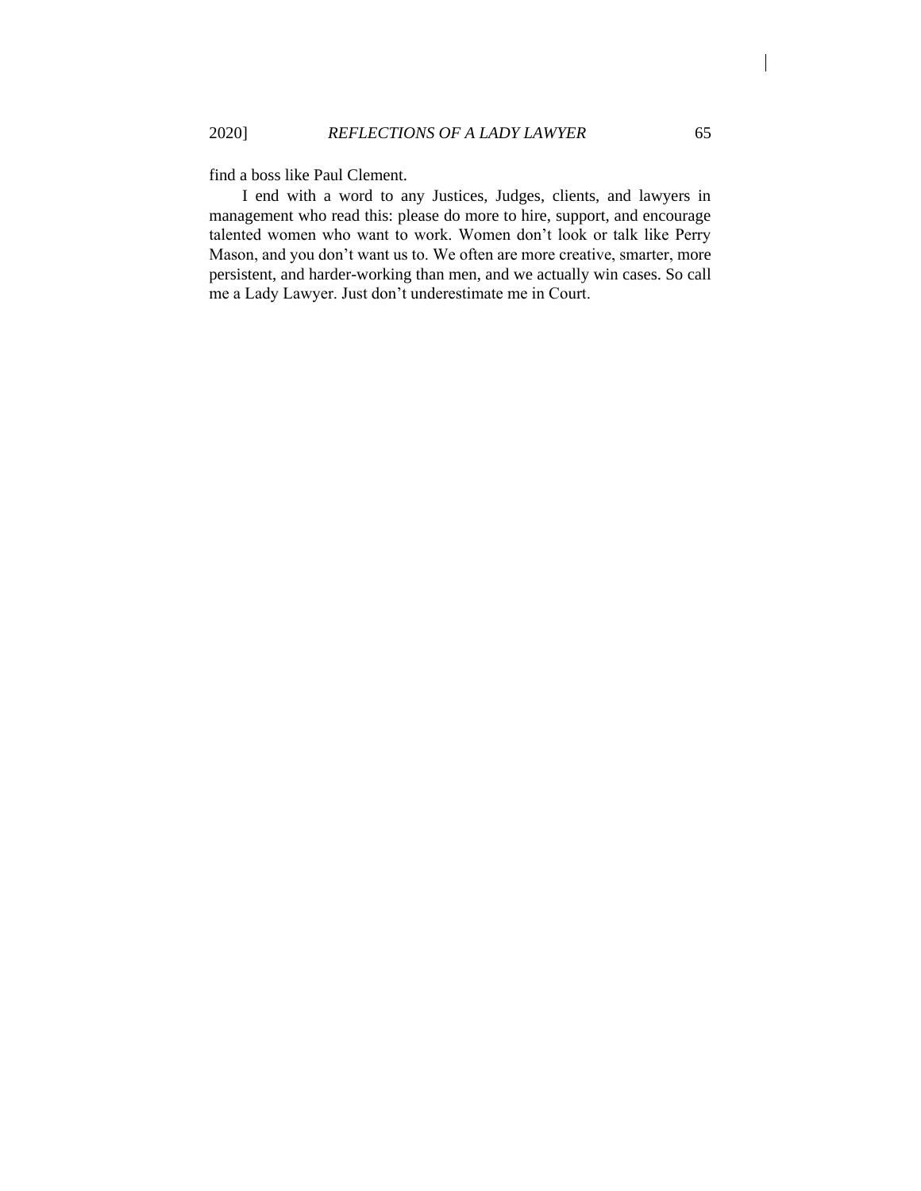find a boss like Paul Clement.

I end with a word to any Justices, Judges, clients, and lawyers in management who read this: please do more to hire, support, and encourage talented women who want to work. Women don't look or talk like Perry Mason, and you don't want us to. We often are more creative, smarter, more persistent, and harder-working than men, and we actually win cases. So call me a Lady Lawyer. Just don't underestimate me in Court.